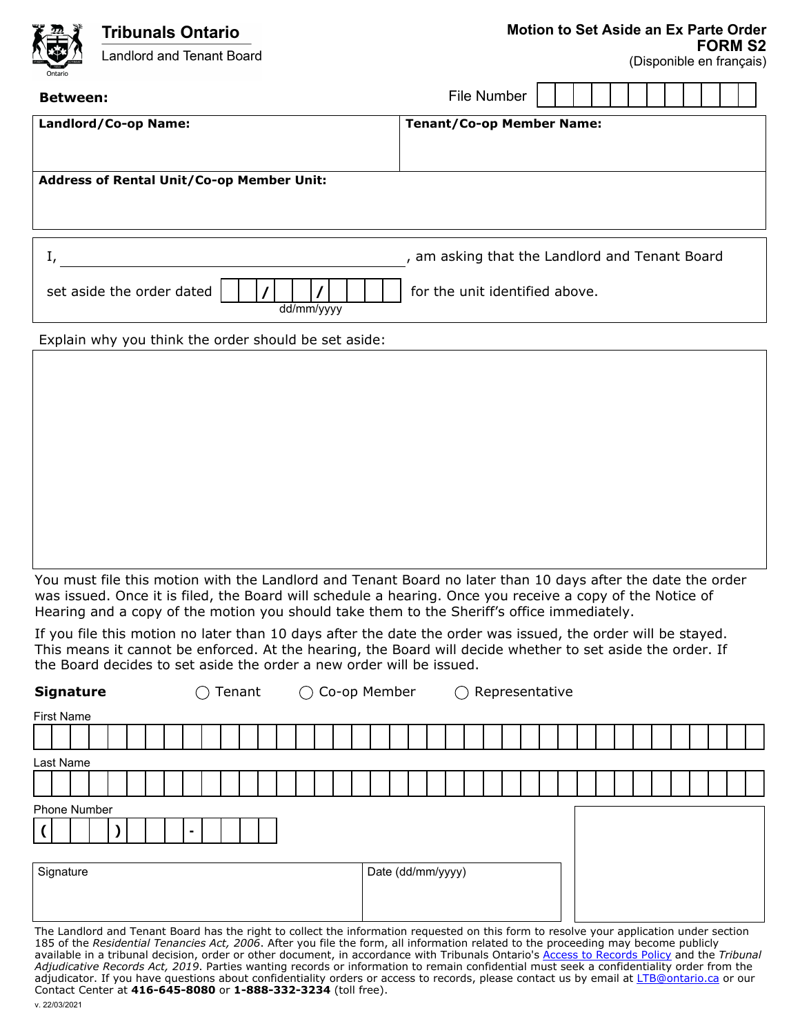Tribunals Ontario

Landlord and Tenant Board

# Motion to Set Aside an Ex Parte Order

## FORM S2

(Disponible en français)

**Between:**

File Number

| **Landlord/Co-op Name:** | **Tenant/Co-op Member Name:** |
| --- | --- |
| | |
| **Address of Rental Unit/Co-op Member Unit:** | |
| | |

I, ______________________________, am asking that the Landlord and Tenant Board set aside the order dated __ __ / __ __ / __ __ __ __ (dd/mm/yyyy) for the unit identified above.

Explain why you think the order should be set aside:

You must file this motion with the Landlord and Tenant Board no later than 10 days after the date the order was issued. Once it is filed, the Board will schedule a hearing. Once you receive a copy of the Notice of Hearing and a copy of the motion you should take them to the Sheriff's office immediately.

If you file this motion no later than 10 days after the date the order was issued, the order will be stayed. This means it cannot be enforced. At the hearing, the Board will decide whether to set aside the order. If the Board decides to set aside the order a new order will be issued.

**Signature** ◯ Tenant ◯ Co-op Member ◯ Representative

First Name

Last Name

Phone Number
( ) -

| Signature | Date (dd/mm/yyyy) |
| --- | --- |
| | |

The Landlord and Tenant Board has the right to collect the information requested on this form to resolve your application under section 185 of the *Residential Tenancies Act, 2006*. After you file the form, all information related to the proceeding may become publicly available in a tribunal decision, order or other document, in accordance with Tribunals Ontario's Access to Records Policy and the *Tribunal Adjudicative Records Act, 2019*. Parties wanting records or information to remain confidential must seek a confidentiality order from the adjudicator. If you have questions about confidentiality orders or access to records, please contact us by email at LTB@ontario.ca or our Contact Center at **416-645-8080** or **1-888-332-3234** (toll free).

v. 22/03/2021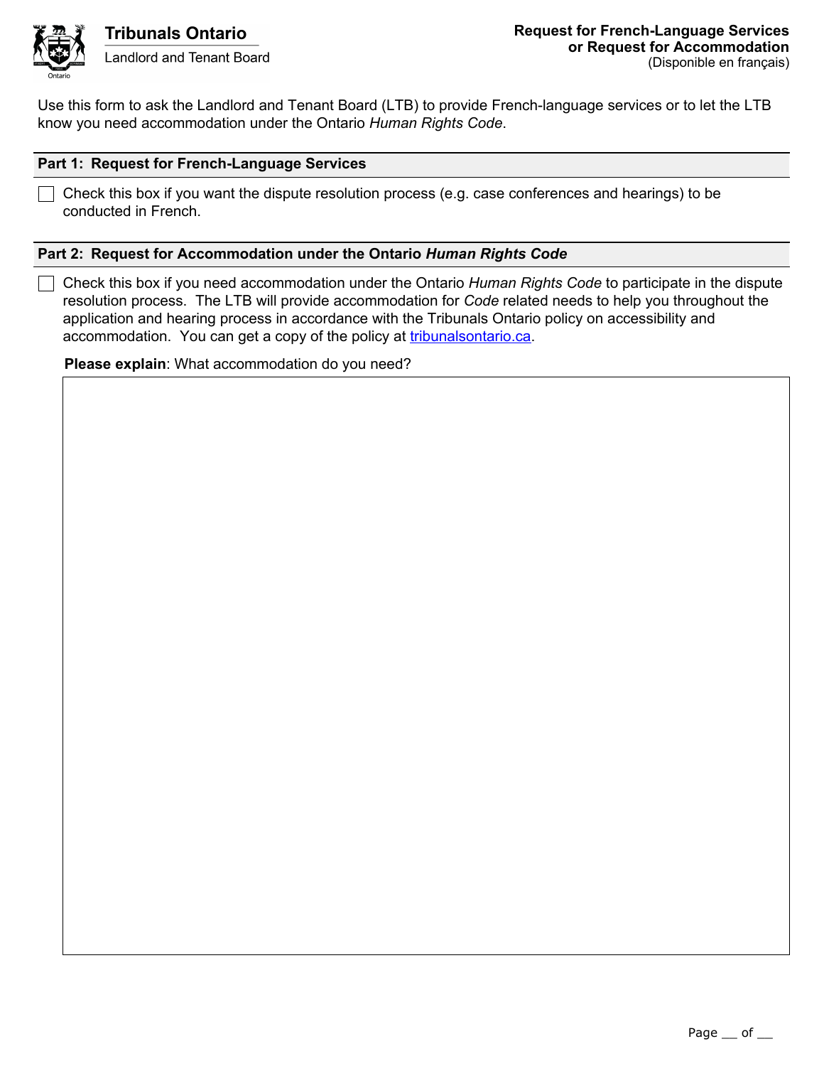Tribunals Ontario

Landlord and Tenant Board

**Request for French-Language Services or Request for Accommodation**
(Disponible en français)

Use this form to ask the Landlord and Tenant Board (LTB) to provide French-language services or to let the LTB know you need accommodation under the Ontario *Human Rights Code*.

## Part 1: Request for French-Language Services

☐ Check this box if you want the dispute resolution process (e.g. case conferences and hearings) to be conducted in French.

## Part 2: Request for Accommodation under the Ontario *Human Rights Code*

☐ Check this box if you need accommodation under the Ontario *Human Rights Code* to participate in the dispute resolution process. The LTB will provide accommodation for *Code* related needs to help you throughout the application and hearing process in accordance with the Tribunals Ontario policy on accessibility and accommodation. You can get a copy of the policy at tribunalsontario.ca.

**Please explain**: What accommodation do you need?